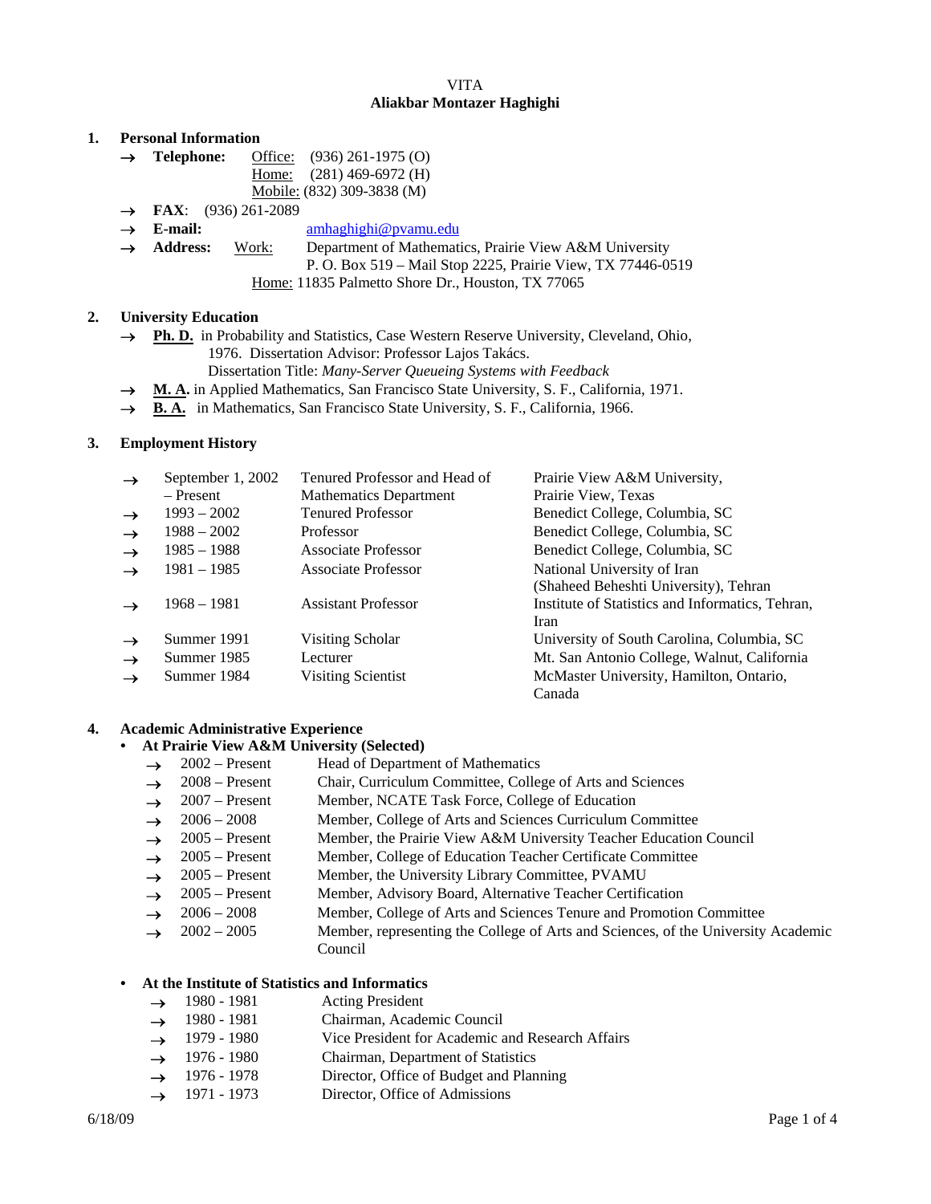VITA

**Aliakbar Montazer Haghighi**

## 1. Personal Information

- → **Telephone:** Office: (936) 261-1975 (O)
  Home: (281) 469-6972 (H)
  Mobile: (832) 309-3838 (M)
- → **FAX**: (936) 261-2089
- → **E-mail:** amhaghighi@pvamu.edu
- → **Address:** Work: Department of Mathematics, Prairie View A&M University
  P. O. Box 519 – Mail Stop 2225, Prairie View, TX 77446-0519
  Home: 11835 Palmetto Shore Dr., Houston, TX 77065

## 2. University Education

- → **Ph. D.** in Probability and Statistics, Case Western Reserve University, Cleveland, Ohio, 1976. Dissertation Advisor: Professor Lajos Takács.
  Dissertation Title: *Many-Server Queueing Systems with Feedback*
- → **M. A.** in Applied Mathematics, San Francisco State University, S. F., California, 1971.
- → **B. A.** in Mathematics, San Francisco State University, S. F., California, 1966.

## 3. Employment History

| | | | |
|---|---|---|---|
| → | September 1, 2002 – Present | Tenured Professor and Head of Mathematics Department | Prairie View A&M University, Prairie View, Texas |
| → | 1993 – 2002 | Tenured Professor | Benedict College, Columbia, SC |
| → | 1988 – 2002 | Professor | Benedict College, Columbia, SC |
| → | 1985 – 1988 | Associate Professor | Benedict College, Columbia, SC |
| → | 1981 – 1985 | Associate Professor | National University of Iran (Shaheed Beheshti University), Tehran |
| → | 1968 – 1981 | Assistant Professor | Institute of Statistics and Informatics, Tehran, Iran |
| → | Summer 1991 | Visiting Scholar | University of South Carolina, Columbia, SC |
| → | Summer 1985 | Lecturer | Mt. San Antonio College, Walnut, California |
| → | Summer 1984 | Visiting Scientist | McMaster University, Hamilton, Ontario, Canada |

## 4. Academic Administrative Experience

- **At Prairie View A&M University (Selected)**

| | | |
|---|---|---|
| → | 2002 – Present | Head of Department of Mathematics |
| → | 2008 – Present | Chair, Curriculum Committee, College of Arts and Sciences |
| → | 2007 – Present | Member, NCATE Task Force, College of Education |
| → | 2006 – 2008 | Member, College of Arts and Sciences Curriculum Committee |
| → | 2005 – Present | Member, the Prairie View A&M University Teacher Education Council |
| → | 2005 – Present | Member, College of Education Teacher Certificate Committee |
| → | 2005 – Present | Member, the University Library Committee, PVAMU |
| → | 2005 – Present | Member, Advisory Board, Alternative Teacher Certification |
| → | 2006 – 2008 | Member, College of Arts and Sciences Tenure and Promotion Committee |
| → | 2002 – 2005 | Member, representing the College of Arts and Sciences, of the University Academic Council |

- **At the Institute of Statistics and Informatics**

| | | |
|---|---|---|
| → | 1980 - 1981 | Acting President |
| → | 1980 - 1981 | Chairman, Academic Council |
| → | 1979 - 1980 | Vice President for Academic and Research Affairs |
| → | 1976 - 1980 | Chairman, Department of Statistics |
| → | 1976 - 1978 | Director, Office of Budget and Planning |
| → | 1971 - 1973 | Director, Office of Admissions |

6/18/09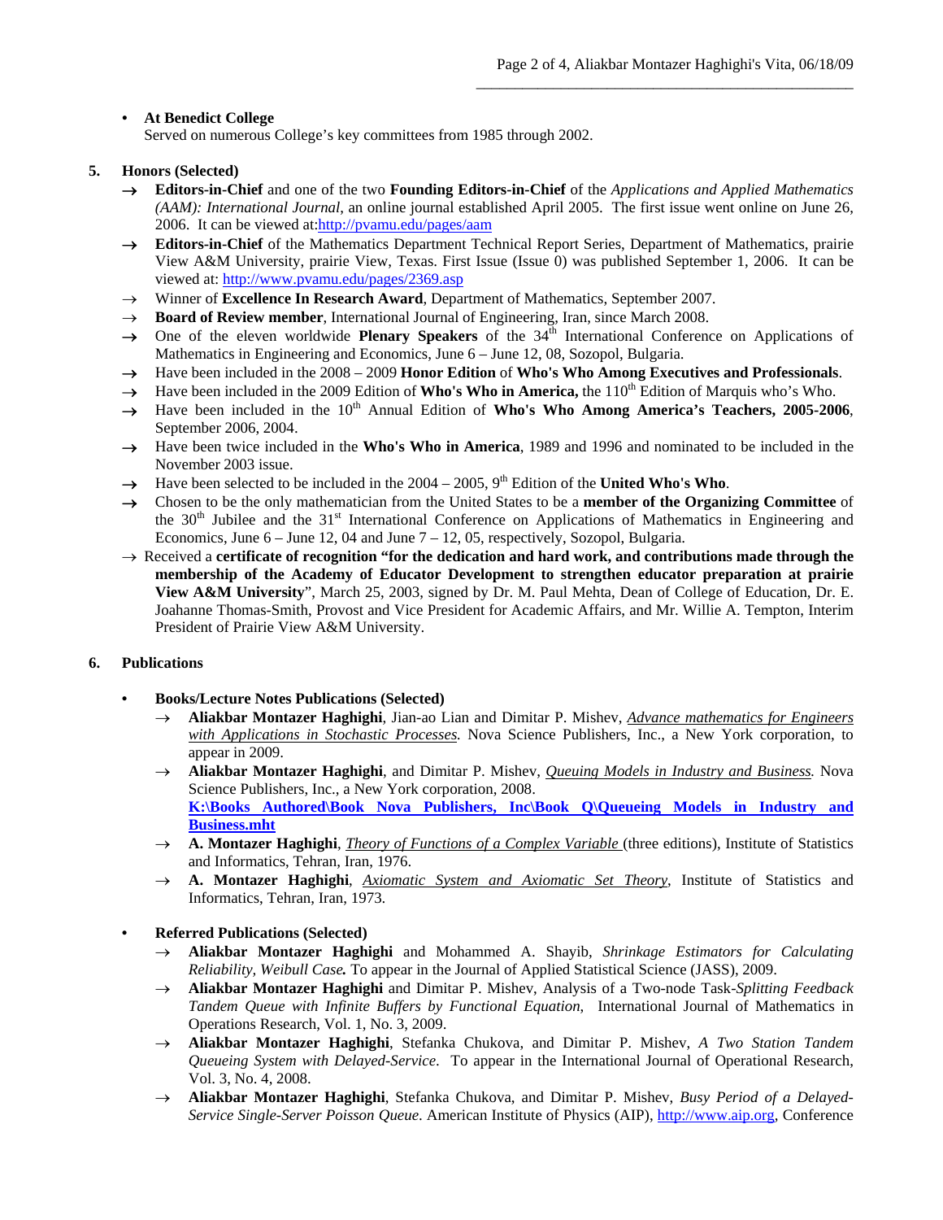- **At Benedict College**
  Served on numerous College's key committees from 1985 through 2002.

## 5. Honors (Selected)

→ **Editors-in-Chief** and one of the two **Founding Editors-in-Chief** of the *Applications and Applied Mathematics (AAM): International Journal*, an online journal established April 2005. The first issue went online on June 26, 2006. It can be viewed at:http://pvamu.edu/pages/aam

→ **Editors-in-Chief** of the Mathematics Department Technical Report Series, Department of Mathematics, prairie View A&M University, prairie View, Texas. First Issue (Issue 0) was published September 1, 2006. It can be viewed at: http://www.pvamu.edu/pages/2369.asp

→ Winner of **Excellence In Research Award**, Department of Mathematics, September 2007.

→ **Board of Review member**, International Journal of Engineering, Iran, since March 2008.

→ One of the eleven worldwide **Plenary Speakers** of the 34th International Conference on Applications of Mathematics in Engineering and Economics, June 6 – June 12, 08, Sozopol, Bulgaria.

→ Have been included in the 2008 – 2009 **Honor Edition** of **Who's Who Among Executives and Professionals**.

→ Have been included in the 2009 Edition of **Who's Who in America,** the 110th Edition of Marquis who's Who.

→ Have been included in the 10th Annual Edition of **Who's Who Among America's Teachers, 2005-2006**, September 2006, 2004.

→ Have been twice included in the **Who's Who in America**, 1989 and 1996 and nominated to be included in the November 2003 issue.

→ Have been selected to be included in the 2004 – 2005, 9th Edition of the **United Who's Who**.

→ Chosen to be the only mathematician from the United States to be a **member of the Organizing Committee** of the 30th Jubilee and the 31st International Conference on Applications of Mathematics in Engineering and Economics, June 6 – June 12, 04 and June 7 – 12, 05, respectively, Sozopol, Bulgaria.

→ Received a **certificate of recognition "for the dedication and hard work, and contributions made through the membership of the Academy of Educator Development to strengthen educator preparation at prairie View A&M University**", March 25, 2003, signed by Dr. M. Paul Mehta, Dean of College of Education, Dr. E. Joahanne Thomas-Smith, Provost and Vice President for Academic Affairs, and Mr. Willie A. Tempton, Interim President of Prairie View A&M University.

## 6. Publications

- **Books/Lecture Notes Publications (Selected)**

  → **Aliakbar Montazer Haghighi**, Jian-ao Lian and Dimitar P. Mishev, *Advance mathematics for Engineers with Applications in Stochastic Processes.* Nova Science Publishers, Inc., a New York corporation, to appear in 2009.

  → **Aliakbar Montazer Haghighi**, and Dimitar P. Mishev, *Queuing Models in Industry and Business.* Nova Science Publishers, Inc., a New York corporation, 2008.
  **K:\Books Authored\Book Nova Publishers, Inc\Book Q\Queueing Models in Industry and Business.mht**

  → **A. Montazer Haghighi**, *Theory of Functions of a Complex Variable* (three editions), Institute of Statistics and Informatics, Tehran, Iran, 1976.

  → **A. Montazer Haghighi**, *Axiomatic System and Axiomatic Set Theory*, Institute of Statistics and Informatics, Tehran, Iran, 1973.

- **Referred Publications (Selected)**

  → **Aliakbar Montazer Haghighi** and Mohammed A. Shayib, *Shrinkage Estimators for Calculating Reliability, Weibull Case.* To appear in the Journal of Applied Statistical Science (JASS), 2009.

  → **Aliakbar Montazer Haghighi** and Dimitar P. Mishev, Analysis of a Two-node Task-*Splitting Feedback Tandem Queue with Infinite Buffers by Functional Equation*, International Journal of Mathematics in Operations Research, Vol. 1, No. 3, 2009.

  → **Aliakbar Montazer Haghighi**, Stefanka Chukova, and Dimitar P. Mishev, *A Two Station Tandem Queueing System with Delayed-Service*. To appear in the International Journal of Operational Research, Vol. 3, No. 4, 2008.

  → **Aliakbar Montazer Haghighi**, Stefanka Chukova, and Dimitar P. Mishev, *Busy Period of a Delayed-Service Single-Server Poisson Queue*. American Institute of Physics (AIP), http://www.aip.org, Conference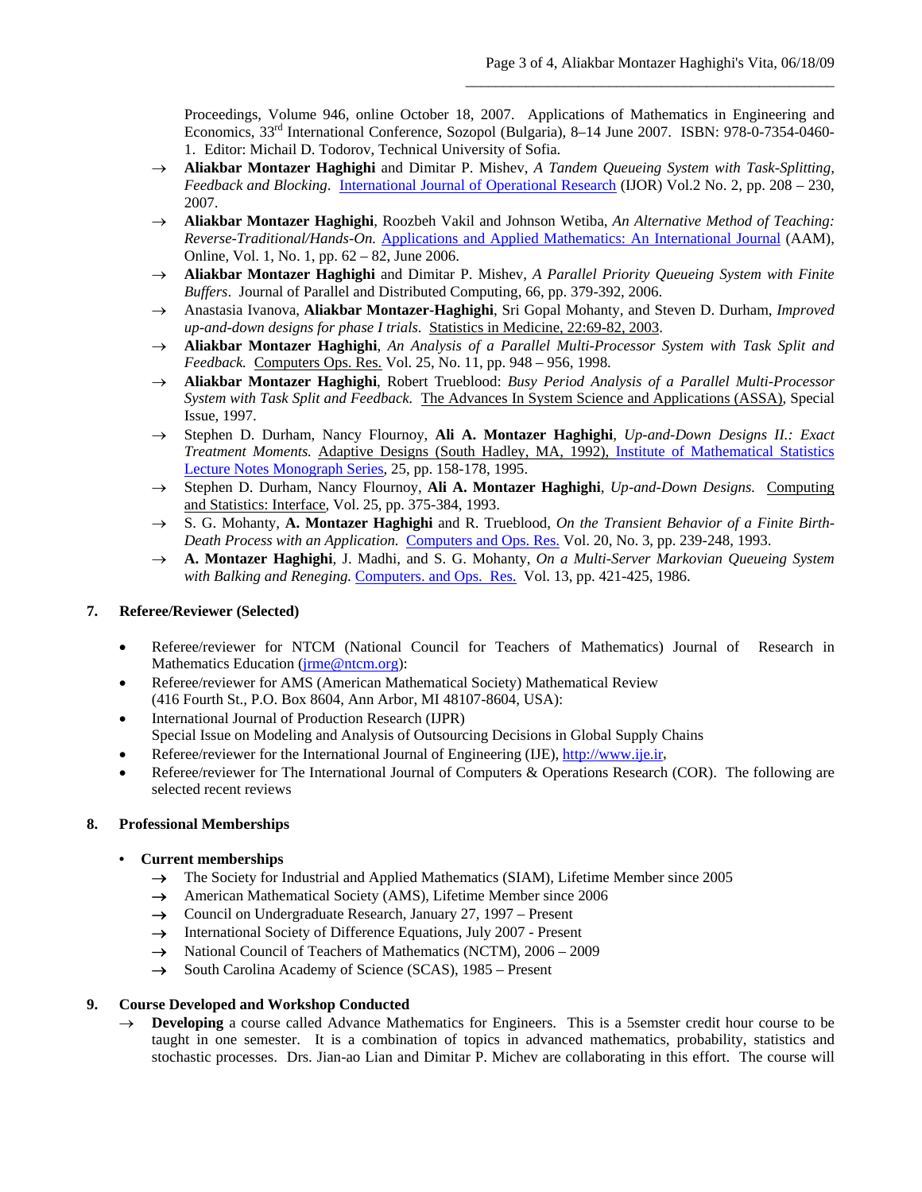Proceedings, Volume 946, online October 18, 2007. Applications of Mathematics in Engineering and Economics, 33rd International Conference, Sozopol (Bulgaria), 8–14 June 2007. ISBN: 978-0-7354-0460-1. Editor: Michail D. Todorov, Technical University of Sofia.

→ **Aliakbar Montazer Haghighi** and Dimitar P. Mishev, *A Tandem Queueing System with Task-Splitting, Feedback and Blocking*. International Journal of Operational Research (IJOR) Vol.2 No. 2, pp. 208 – 230, 2007.

→ **Aliakbar Montazer Haghighi**, Roozbeh Vakil and Johnson Wetiba, *An Alternative Method of Teaching: Reverse-Traditional/Hands-On.* Applications and Applied Mathematics: An International Journal (AAM), Online, Vol. 1, No. 1, pp. 62 – 82, June 2006.

→ **Aliakbar Montazer Haghighi** and Dimitar P. Mishev, *A Parallel Priority Queueing System with Finite Buffers*. Journal of Parallel and Distributed Computing, 66, pp. 379-392, 2006.

→ Anastasia Ivanova, **Aliakbar Montazer-Haghighi**, Sri Gopal Mohanty, and Steven D. Durham, *Improved up-and-down designs for phase I trials*. Statistics in Medicine, 22:69-82, 2003.

→ **Aliakbar Montazer Haghighi**, *An Analysis of a Parallel Multi-Processor System with Task Split and Feedback.* Computers Ops. Res. Vol. 25, No. 11, pp. 948 – 956, 1998.

→ **Aliakbar Montazer Haghighi**, Robert Trueblood: *Busy Period Analysis of a Parallel Multi-Processor System with Task Split and Feedback.* The Advances In System Science and Applications (ASSA), Special Issue, 1997.

→ Stephen D. Durham, Nancy Flournoy, **Ali A. Montazer Haghighi**, *Up-and-Down Designs II.: Exact Treatment Moments.* Adaptive Designs (South Hadley, MA, 1992), Institute of Mathematical Statistics Lecture Notes Monograph Series, 25, pp. 158-178, 1995.

→ Stephen D. Durham, Nancy Flournoy, **Ali A. Montazer Haghighi**, *Up-and-Down Designs.* Computing and Statistics: Interface, Vol. 25, pp. 375-384, 1993.

→ S. G. Mohanty, **A. Montazer Haghighi** and R. Trueblood, *On the Transient Behavior of a Finite Birth-Death Process with an Application.* Computers and Ops. Res. Vol. 20, No. 3, pp. 239-248, 1993.

→ **A. Montazer Haghighi**, J. Madhi, and S. G. Mohanty, *On a Multi-Server Markovian Queueing System with Balking and Reneging.* Computers. and Ops. Res. Vol. 13, pp. 421-425, 1986.

## 7. Referee/Reviewer (Selected)

- Referee/reviewer for NTCM (National Council for Teachers of Mathematics) Journal of Research in Mathematics Education (jrme@ntcm.org):
- Referee/reviewer for AMS (American Mathematical Society) Mathematical Review
  (416 Fourth St., P.O. Box 8604, Ann Arbor, MI 48107-8604, USA):
- International Journal of Production Research (IJPR)
  Special Issue on Modeling and Analysis of Outsourcing Decisions in Global Supply Chains
- Referee/reviewer for the International Journal of Engineering (IJE), http://www.ije.ir,
- Referee/reviewer for The International Journal of Computers & Operations Research (COR). The following are selected recent reviews

## 8. Professional Memberships

- **Current memberships**
  → The Society for Industrial and Applied Mathematics (SIAM), Lifetime Member since 2005
  → American Mathematical Society (AMS), Lifetime Member since 2006
  → Council on Undergraduate Research, January 27, 1997 – Present
  → International Society of Difference Equations, July 2007 - Present
  → National Council of Teachers of Mathematics (NCTM), 2006 – 2009
  → South Carolina Academy of Science (SCAS), 1985 – Present

## 9. Course Developed and Workshop Conducted

→ **Developing** a course called Advance Mathematics for Engineers. This is a 5semster credit hour course to be taught in one semester. It is a combination of topics in advanced mathematics, probability, statistics and stochastic processes. Drs. Jian-ao Lian and Dimitar P. Michev are collaborating in this effort. The course will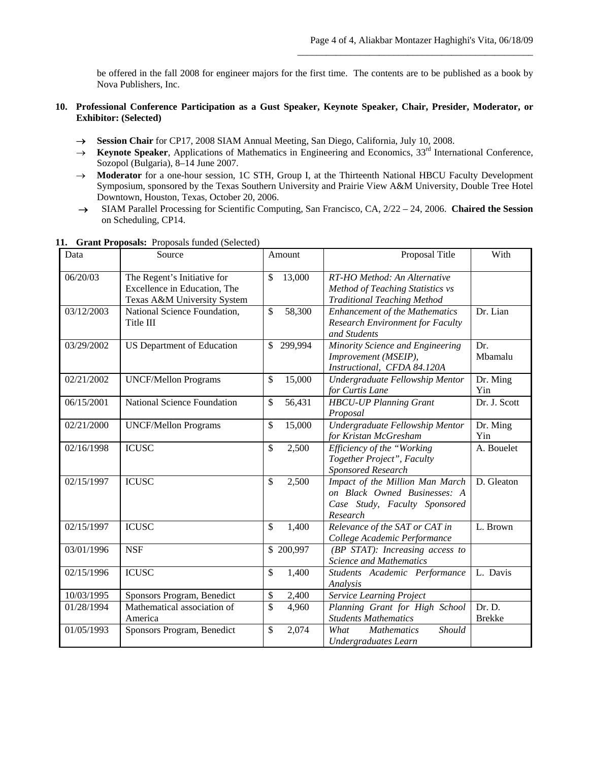be offered in the fall 2008 for engineer majors for the first time. The contents are to be published as a book by Nova Publishers, Inc.

**10. Professional Conference Participation as a Gust Speaker, Keynote Speaker, Chair, Presider, Moderator, or Exhibitor: (Selected)**

→ **Session Chair** for CP17, 2008 SIAM Annual Meeting, San Diego, California, July 10, 2008.

→ **Keynote Speaker**, Applications of Mathematics in Engineering and Economics, 33rd International Conference, Sozopol (Bulgaria), 8–14 June 2007.

→ **Moderator** for a one-hour session, 1C STH, Group I, at the Thirteenth National HBCU Faculty Development Symposium, sponsored by the Texas Southern University and Prairie View A&M University, Double Tree Hotel Downtown, Houston, Texas, October 20, 2006.

→ SIAM Parallel Processing for Scientific Computing, San Francisco, CA, 2/22 – 24, 2006. **Chaired the Session** on Scheduling, CP14.

**11. Grant Proposals:** Proposals funded (Selected)

| Data | Source | Amount | Proposal Title | With |
|---|---|---|---|---|
| 06/20/03 | The Regent's Initiative for Excellence in Education, The Texas A&M University System | $ 13,000 | *RT-HO Method: An Alternative Method of Teaching Statistics vs Traditional Teaching Method* | |
| 03/12/2003 | National Science Foundation, Title III | $ 58,300 | *Enhancement of the Mathematics Research Environment for Faculty and Students* | Dr. Lian |
| 03/29/2002 | US Department of Education | $ 299,994 | *Minority Science and Engineering Improvement (MSEIP), Instructional, CFDA 84.120A* | Dr. Mbamalu |
| 02/21/2002 | UNCF/Mellon Programs | $ 15,000 | *Undergraduate Fellowship Mentor for Curtis Lane* | Dr. Ming Yin |
| 06/15/2001 | National Science Foundation | $ 56,431 | *HBCU-UP Planning Grant Proposal* | Dr. J. Scott |
| 02/21/2000 | UNCF/Mellon Programs | $ 15,000 | *Undergraduate Fellowship Mentor for Kristan McGresham* | Dr. Ming Yin |
| 02/16/1998 | ICUSC | $ 2,500 | *Efficiency of the "Working Together Project", Faculty Sponsored Research* | A. Bouelet |
| 02/15/1997 | ICUSC | $ 2,500 | *Impact of the Million Man March on Black Owned Businesses: A Case Study, Faculty Sponsored Research* | D. Gleaton |
| 02/15/1997 | ICUSC | $ 1,400 | *Relevance of the SAT or CAT in College Academic Performance* | L. Brown |
| 03/01/1996 | NSF | $ 200,997 | *(BP STAT): Increasing access to Science and Mathematics* | |
| 02/15/1996 | ICUSC | $ 1,400 | *Students Academic Performance Analysis* | L. Davis |
| 10/03/1995 | Sponsors Program, Benedict | $ 2,400 | *Service Learning Project* | |
| 01/28/1994 | Mathematical association of America | $ 4,960 | *Planning Grant for High School Students Mathematics* | Dr. D. Brekke |
| 01/05/1993 | Sponsors Program, Benedict | $ 2,074 | *What Mathematics Should Undergraduates Learn* | |